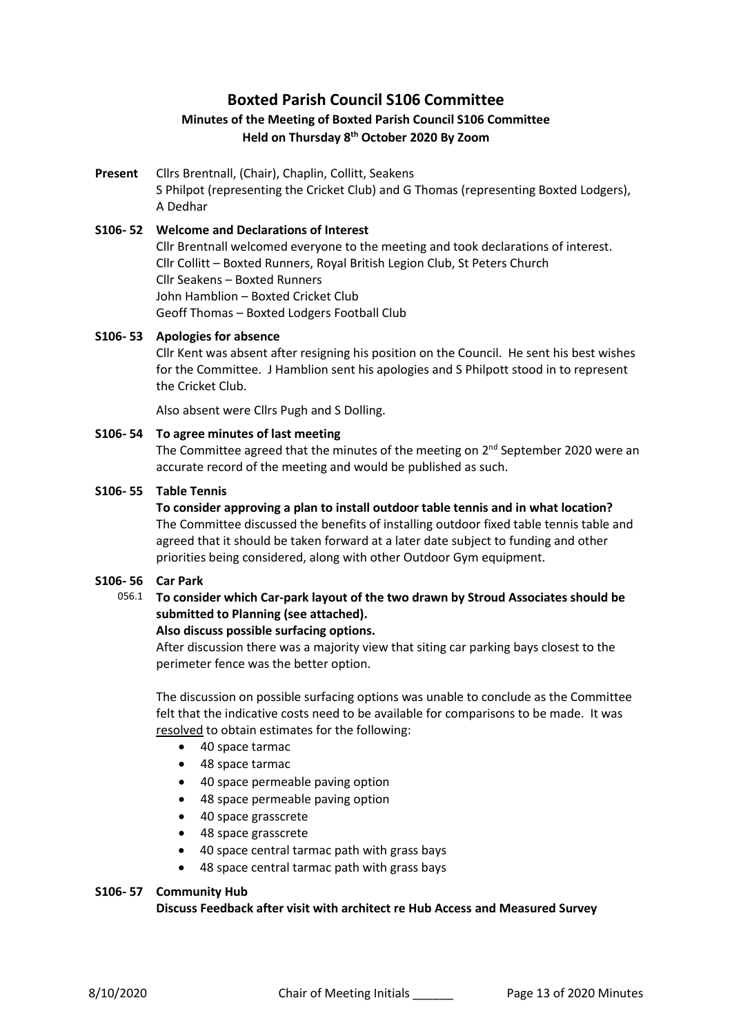# Boxted Parish Council S106 Committee

## Minutes of the Meeting of Boxted Parish Council S106 Committee

### Held on Thursday 8th October 2020 By Zoom

**Present** Cllrs Brentnall, (Chair), Chaplin, Collitt, Seakens
S Philpot (representing the Cricket Club) and G Thomas (representing Boxted Lodgers), A Dedhar

**S106- 52 Welcome and Declarations of Interest**

Cllr Brentnall welcomed everyone to the meeting and took declarations of interest.
Cllr Collitt – Boxted Runners, Royal British Legion Club, St Peters Church
Cllr Seakens – Boxted Runners
John Hamblion – Boxted Cricket Club
Geoff Thomas – Boxted Lodgers Football Club

**S106- 53 Apologies for absence**

Cllr Kent was absent after resigning his position on the Council. He sent his best wishes for the Committee. J Hamblion sent his apologies and S Philpott stood in to represent the Cricket Club.

Also absent were Cllrs Pugh and S Dolling.

**S106- 54 To agree minutes of last meeting**

The Committee agreed that the minutes of the meeting on 2nd September 2020 were an accurate record of the meeting and would be published as such.

**S106- 55 Table Tennis**

**To consider approving a plan to install outdoor table tennis and in what location?**

The Committee discussed the benefits of installing outdoor fixed table tennis table and agreed that it should be taken forward at a later date subject to funding and other priorities being considered, along with other Outdoor Gym equipment.

**S106- 56 Car Park**

056.1 **To consider which Car-park layout of the two drawn by Stroud Associates should be submitted to Planning (see attached).**

**Also discuss possible surfacing options.**

After discussion there was a majority view that siting car parking bays closest to the perimeter fence was the better option.

The discussion on possible surfacing options was unable to conclude as the Committee felt that the indicative costs need to be available for comparisons to be made. It was resolved to obtain estimates for the following:

- 40 space tarmac
- 48 space tarmac
- 40 space permeable paving option
- 48 space permeable paving option
- 40 space grasscrete
- 48 space grasscrete
- 40 space central tarmac path with grass bays
- 48 space central tarmac path with grass bays

**S106- 57 Community Hub**

**Discuss Feedback after visit with architect re Hub Access and Measured Survey**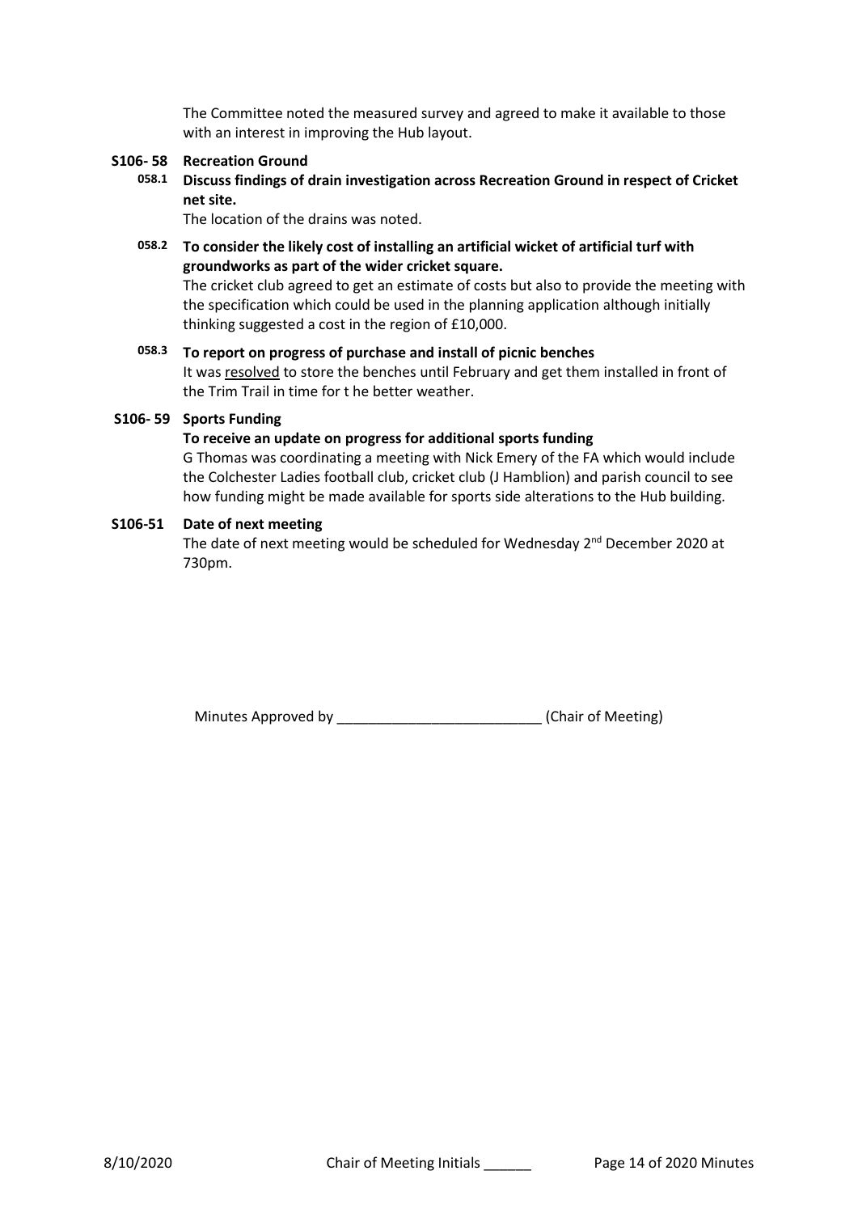The Committee noted the measured survey and agreed to make it available to those with an interest in improving the Hub layout.

**S106- 58 Recreation Ground**

**058.1 Discuss findings of drain investigation across Recreation Ground in respect of Cricket net site.**

The location of the drains was noted.

**058.2 To consider the likely cost of installing an artificial wicket of artificial turf with groundworks as part of the wider cricket square.**

The cricket club agreed to get an estimate of costs but also to provide the meeting with the specification which could be used in the planning application although initially thinking suggested a cost in the region of £10,000.

**058.3 To report on progress of purchase and install of picnic benches**

It was resolved to store the benches until February and get them installed in front of the Trim Trail in time for t he better weather.

**S106- 59 Sports Funding**

**To receive an update on progress for additional sports funding**

G Thomas was coordinating a meeting with Nick Emery of the FA which would include the Colchester Ladies football club, cricket club (J Hamblion) and parish council to see how funding might be made available for sports side alterations to the Hub building.

**S106-51 Date of next meeting**

The date of next meeting would be scheduled for Wednesday 2nd December 2020 at 730pm.

Minutes Approved by __________________________ (Chair of Meeting)